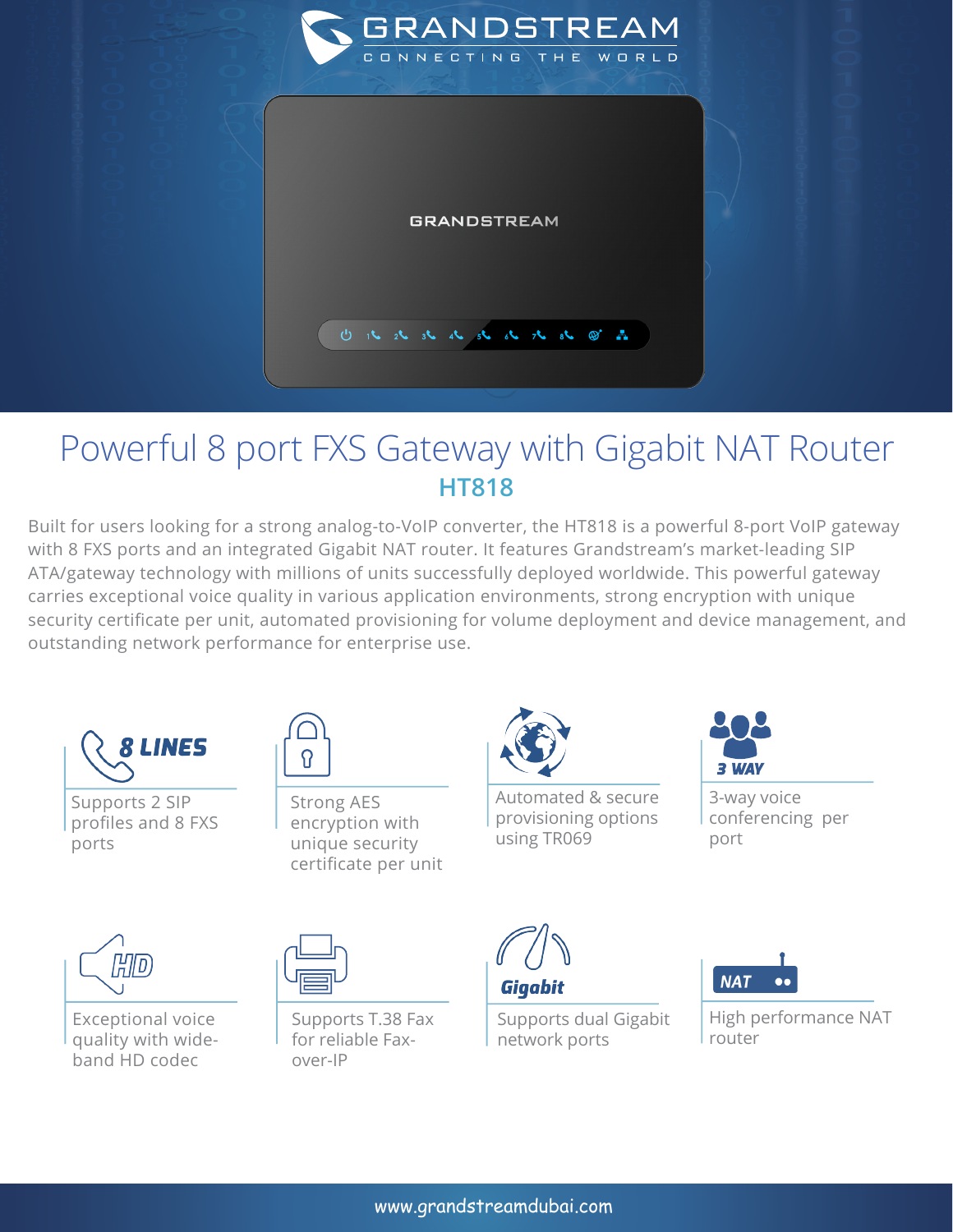# Powerful 8 port FXS Gateway with Gigabit NAT Router

## HT818

Built for users looking for a strong analog-to-VoIP converter, the HT818 is a powerful 8-port VoIP gateway with 8 FXS ports and an integrated Gigabit NAT router. It features Grandstream's market-leading SIP ATA/gateway technology with millions of units successfully deployed worldwide. This powerful gateway carries exceptional voice quality in various application environments, strong encryption with unique security certificate per unit, automated provisioning for volume deployment and device management, and outstanding network performance for enterprise use.

**8 LINES**
Supports 2 SIP profiles and 8 FXS ports

Strong AES encryption with unique security certificate per unit

Automated & secure provisioning options using TR069

**3 WAY**
3-way voice conferencing per port

**HD**
Exceptional voice quality with wide-band HD codec

Supports T.38 Fax for reliable Fax-over-IP

**Gigabit**
Supports dual Gigabit network ports

**NAT**
High performance NAT router

www.grandstreamdubai.com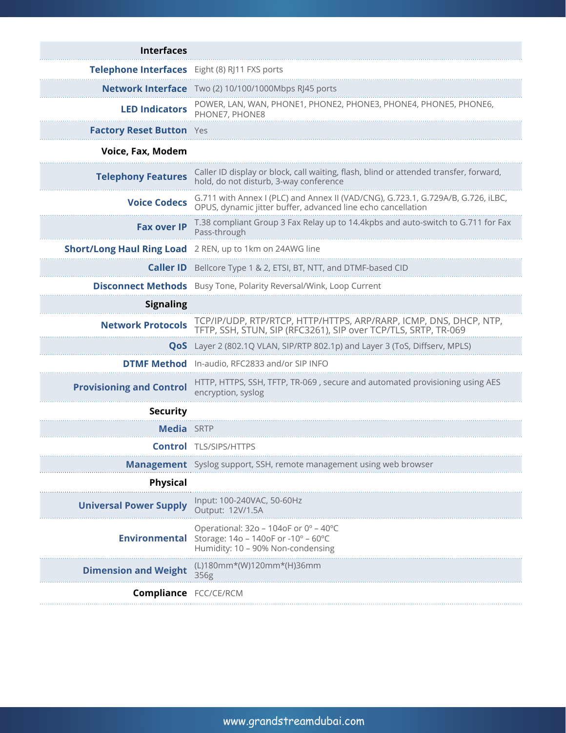| | |
|---|---|
| **Interfaces** | |
| **Telephone Interfaces** | Eight (8) RJ11 FXS ports |
| **Network Interface** | Two (2) 10/100/1000Mbps RJ45 ports |
| **LED Indicators** | POWER, LAN, WAN, PHONE1, PHONE2, PHONE3, PHONE4, PHONE5, PHONE6, PHONE7, PHONE8 |
| **Factory Reset Button** | Yes |
| **Voice, Fax, Modem** | |
| **Telephony Features** | Caller ID display or block, call waiting, flash, blind or attended transfer, forward, hold, do not disturb, 3-way conference |
| **Voice Codecs** | G.711 with Annex I (PLC) and Annex II (VAD/CNG), G.723.1, G.729A/B, G.726, iLBC, OPUS, dynamic jitter buffer, advanced line echo cancellation |
| **Fax over IP** | T.38 compliant Group 3 Fax Relay up to 14.4kpbs and auto-switch to G.711 for Fax Pass-through |
| **Short/Long Haul Ring Load** | 2 REN, up to 1km on 24AWG line |
| **Caller ID** | Bellcore Type 1 & 2, ETSI, BT, NTT, and DTMF-based CID |
| **Disconnect Methods** | Busy Tone, Polarity Reversal/Wink, Loop Current |
| **Signaling** | |
| **Network Protocols** | TCP/IP/UDP, RTP/RTCP, HTTP/HTTPS, ARP/RARP, ICMP, DNS, DHCP, NTP, TFTP, SSH, STUN, SIP (RFC3261), SIP over TCP/TLS, SRTP, TR-069 |
| **QoS** | Layer 2 (802.1Q VLAN, SIP/RTP 802.1p) and Layer 3 (ToS, Diffserv, MPLS) |
| **DTMF Method** | In-audio, RFC2833 and/or SIP INFO |
| **Provisioning and Control** | HTTP, HTTPS, SSH, TFTP, TR-069 , secure and automated provisioning using AES encryption, syslog |
| **Security** | |
| **Media** | SRTP |
| **Control** | TLS/SIPS/HTTPS |
| **Management** | Syslog support, SSH, remote management using web browser |
| **Physical** | |
| **Universal Power Supply** | Input: 100-240VAC, 50-60Hz<br>Output: 12V/1.5A |
| **Environmental** | Operational: 32o – 104oF or 0º – 40ºC<br>Storage: 14o – 140oF or -10º – 60ºC<br>Humidity: 10 – 90% Non-condensing |
| **Dimension and Weight** | (L)180mm*(W)120mm*(H)36mm<br>356g |
| **Compliance** | FCC/CE/RCM |

www.grandstreamdubai.com